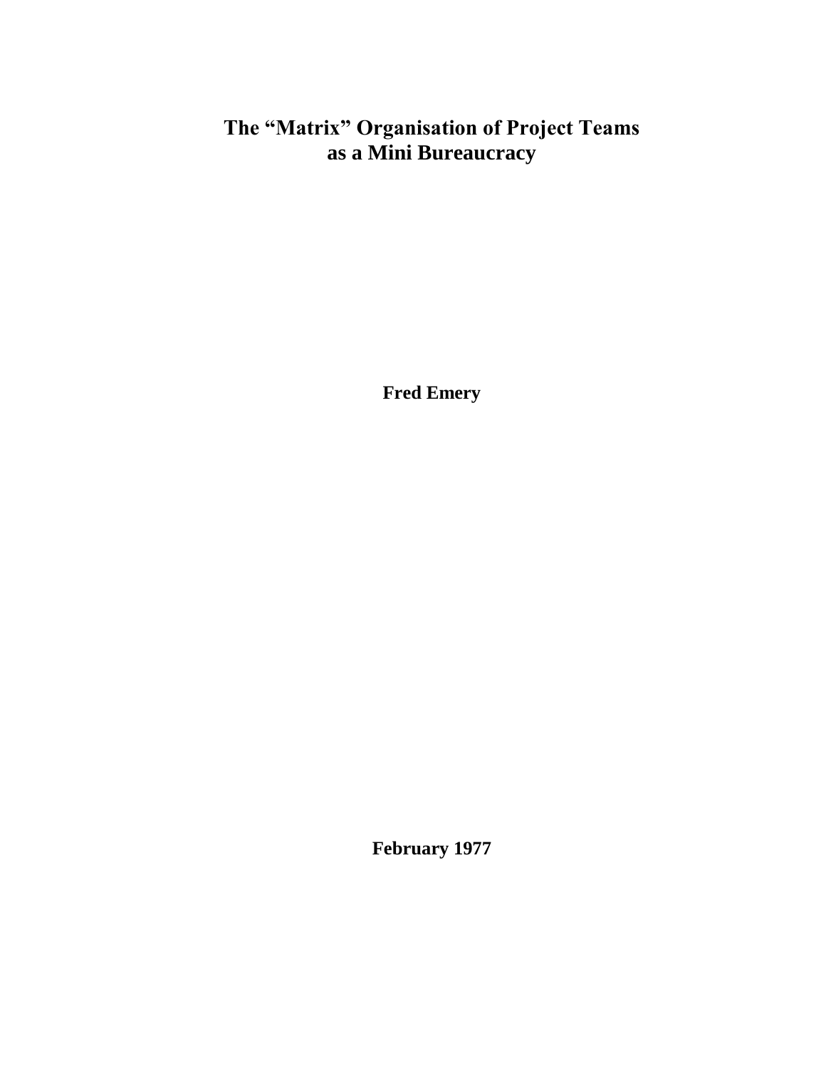# The “Matrix” Organisation of Project Teams as a Mini Bureaucracy

**Fred Emery**

**February 1977**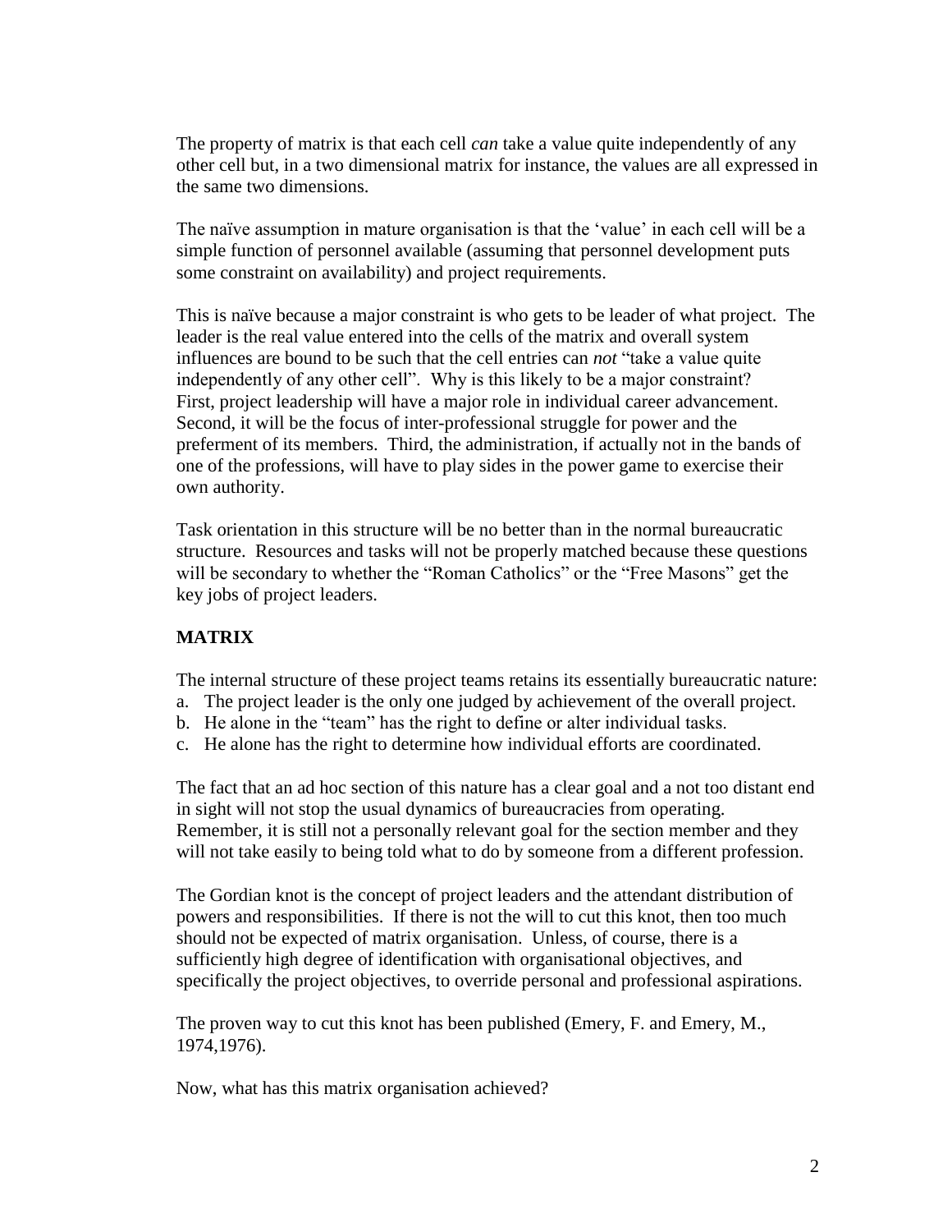The property of matrix is that each cell *can* take a value quite independently of any other cell but, in a two dimensional matrix for instance, the values are all expressed in the same two dimensions.

The naïve assumption in mature organisation is that the 'value' in each cell will be a simple function of personnel available (assuming that personnel development puts some constraint on availability) and project requirements.

This is naïve because a major constraint is who gets to be leader of what project. The leader is the real value entered into the cells of the matrix and overall system influences are bound to be such that the cell entries can *not* "take a value quite independently of any other cell". Why is this likely to be a major constraint? First, project leadership will have a major role in individual career advancement. Second, it will be the focus of inter-professional struggle for power and the preferment of its members. Third, the administration, if actually not in the bands of one of the professions, will have to play sides in the power game to exercise their own authority.

Task orientation in this structure will be no better than in the normal bureaucratic structure. Resources and tasks will not be properly matched because these questions will be secondary to whether the "Roman Catholics" or the "Free Masons" get the key jobs of project leaders.

**MATRIX**

The internal structure of these project teams retains its essentially bureaucratic nature:

a. The project leader is the only one judged by achievement of the overall project.
b. He alone in the "team" has the right to define or alter individual tasks.
c. He alone has the right to determine how individual efforts are coordinated.

The fact that an ad hoc section of this nature has a clear goal and a not too distant end in sight will not stop the usual dynamics of bureaucracies from operating. Remember, it is still not a personally relevant goal for the section member and they will not take easily to being told what to do by someone from a different profession.

The Gordian knot is the concept of project leaders and the attendant distribution of powers and responsibilities. If there is not the will to cut this knot, then too much should not be expected of matrix organisation. Unless, of course, there is a sufficiently high degree of identification with organisational objectives, and specifically the project objectives, to override personal and professional aspirations.

The proven way to cut this knot has been published (Emery, F. and Emery, M., 1974,1976).

Now, what has this matrix organisation achieved?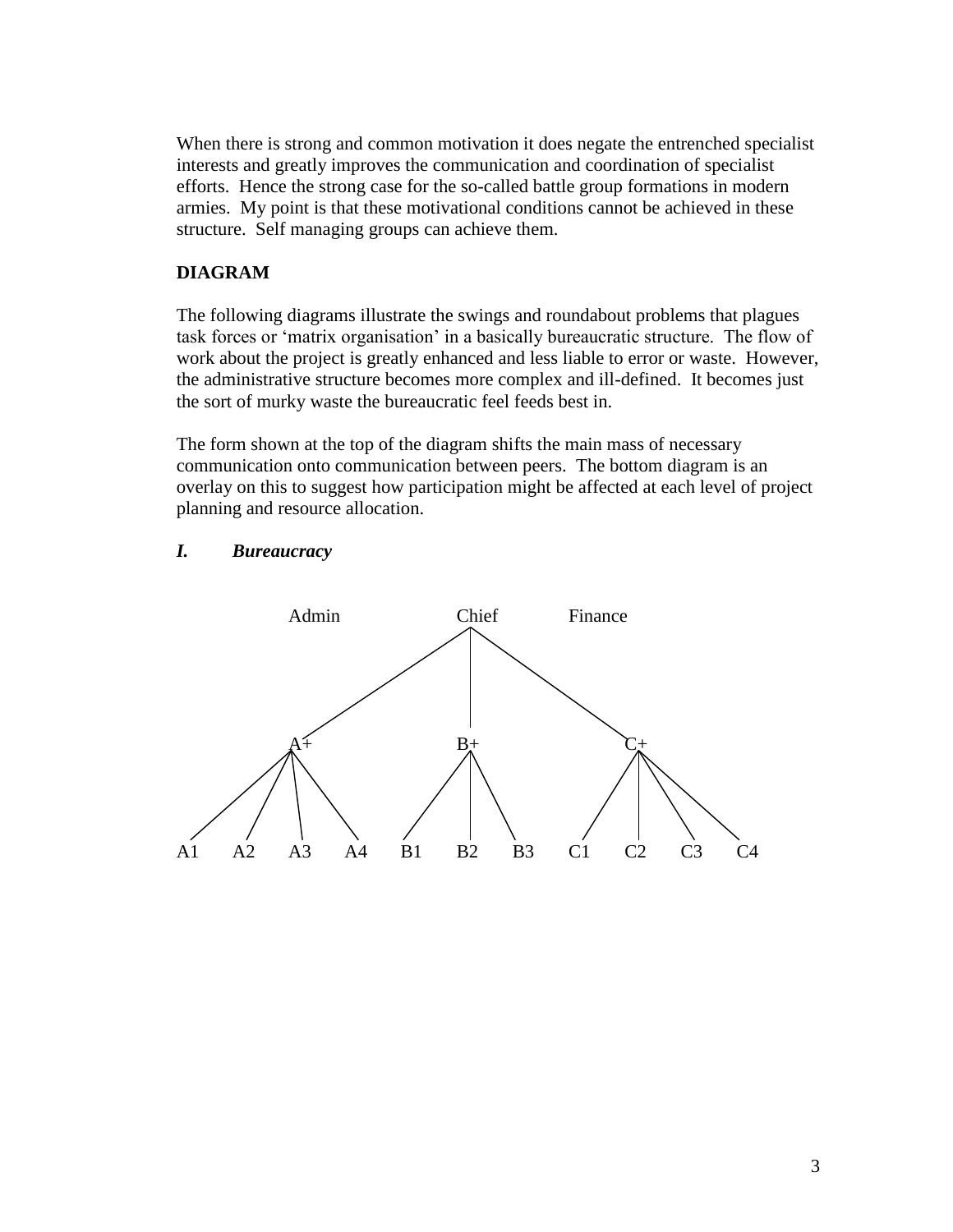When there is strong and common motivation it does negate the entrenched specialist interests and greatly improves the communication and coordination of specialist efforts. Hence the strong case for the so-called battle group formations in modern armies. My point is that these motivational conditions cannot be achieved in these structure. Self managing groups can achieve them.

**DIAGRAM**

The following diagrams illustrate the swings and roundabout problems that plagues task forces or 'matrix organisation' in a basically bureaucratic structure. The flow of work about the project is greatly enhanced and less liable to error or waste. However, the administrative structure becomes more complex and ill-defined. It becomes just the sort of murky waste the bureaucratic feel feeds best in.

The form shown at the top of the diagram shifts the main mass of necessary communication onto communication between peers. The bottom diagram is an overlay on this to suggest how participation might be affected at each level of project planning and resource allocation.

***I. Bureaucracy***

Admin Chief Finance

A+ B+ C+

A1 A2 A3 A4 B1 B2 B3 C1 C2 C3 C4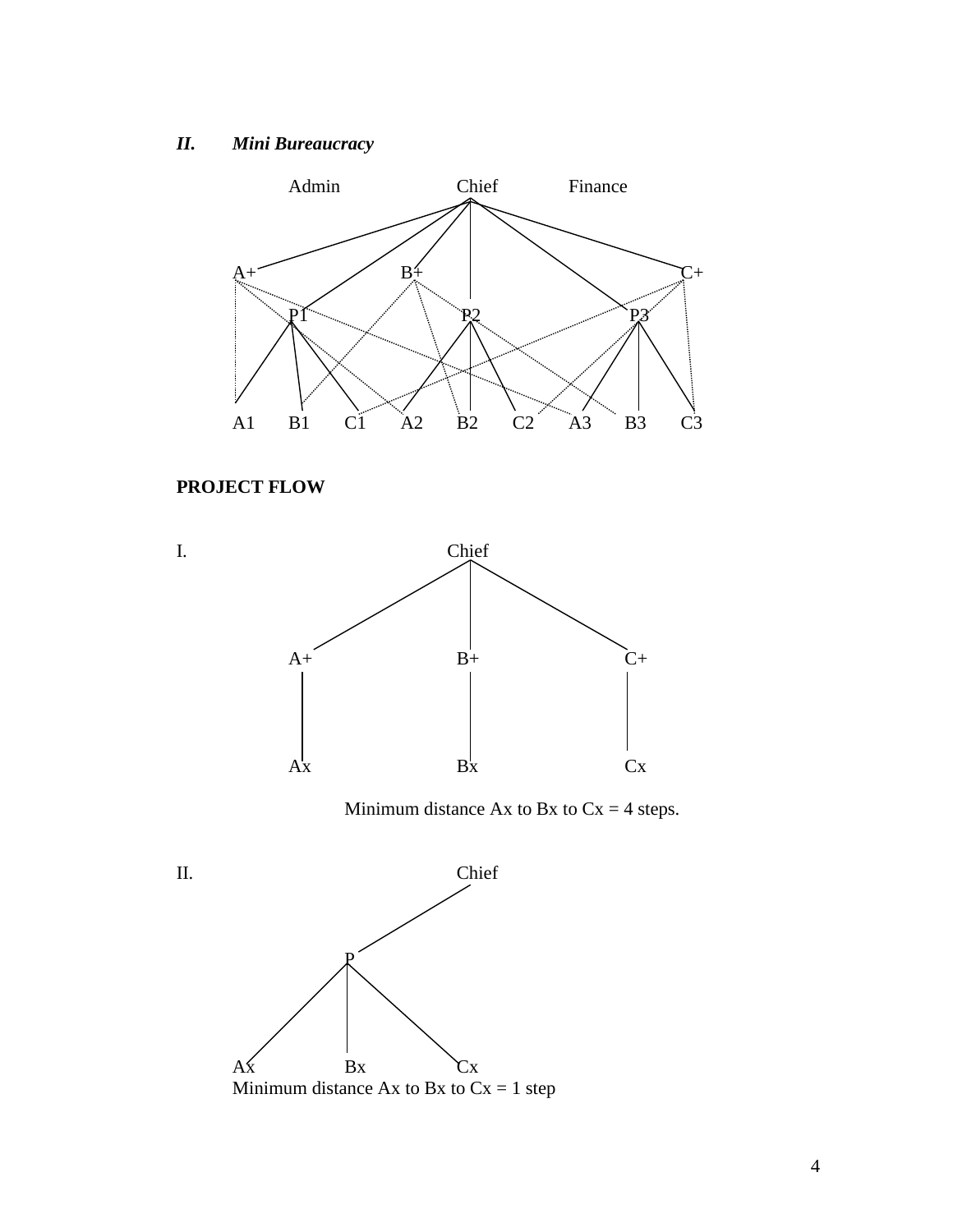## *II. Mini Bureaucracy*

Admin Chief Finance

A+ B+ C+

P1 P2 P3

A1 B1 C1 A2 B2 C2 A3 B3 C3

**PROJECT FLOW**

I. Chief

A+ B+ C+

Ax Bx Cx

Minimum distance Ax to Bx to Cx = 4 steps.

II. Chief

P

Ax Bx Cx

Minimum distance Ax to Bx to Cx = 1 step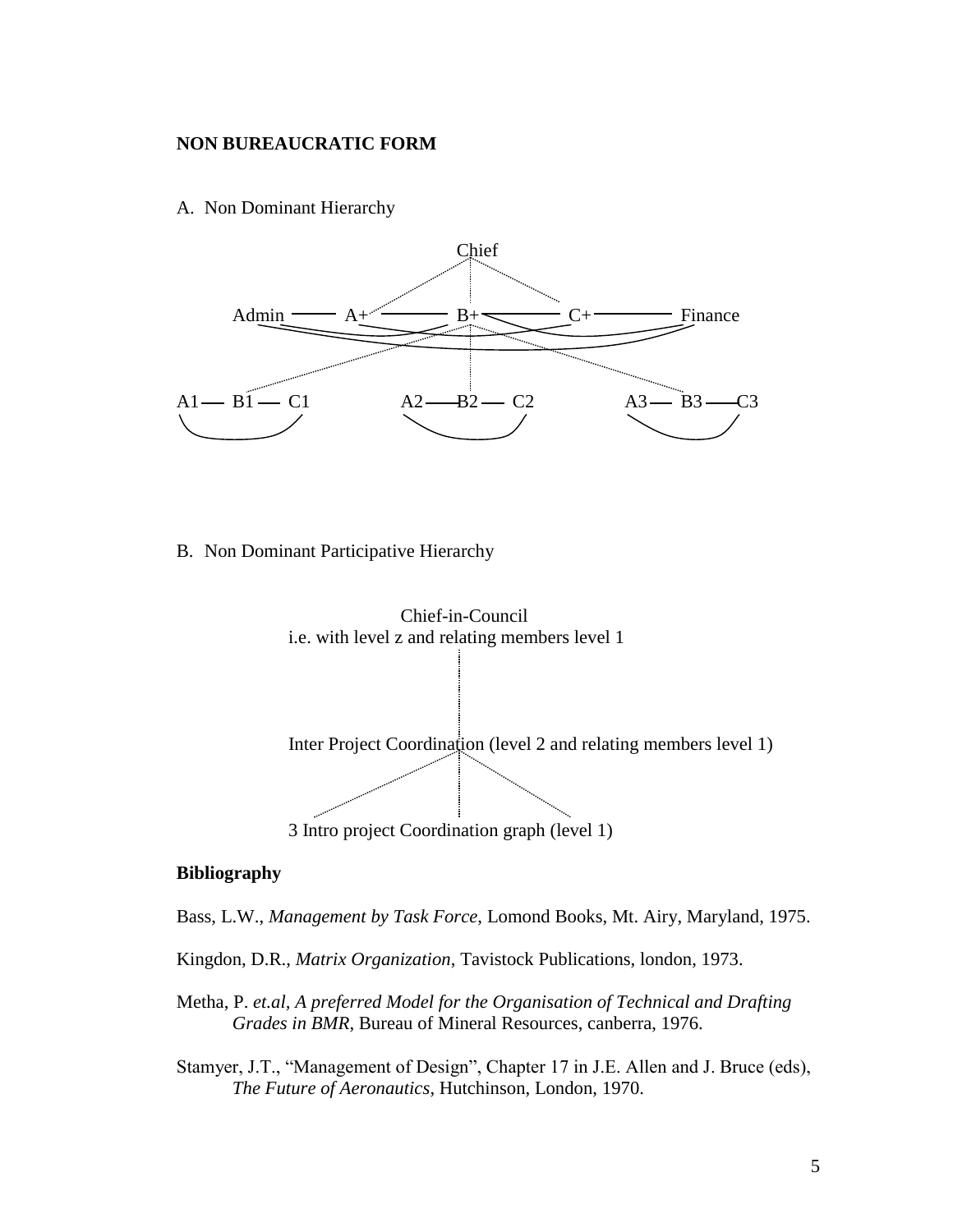**NON BUREAUCRATIC FORM**

A. Non Dominant Hierarchy

Chief

Admin A+ B+ C+ Finance

A1 B1 C1 A2 B2 C2 A3 B3 C3

B. Non Dominant Participative Hierarchy

Chief-in-Council
i.e. with level z and relating members level 1

Inter Project Coordination (level 2 and relating members level 1)

3 Intro project Coordination graph (level 1)

**Bibliography**

Bass, L.W., *Management by Task Force*, Lomond Books, Mt. Airy, Maryland, 1975.

Kingdon, D.R., *Matrix Organization*, Tavistock Publications, london, 1973.

Metha, P. *et.al*, *A preferred Model for the Organisation of Technical and Drafting Grades in BMR*, Bureau of Mineral Resources, canberra, 1976.

Stamyer, J.T., "Management of Design", Chapter 17 in J.E. Allen and J. Bruce (eds), *The Future of Aeronautics*, Hutchinson, London, 1970.